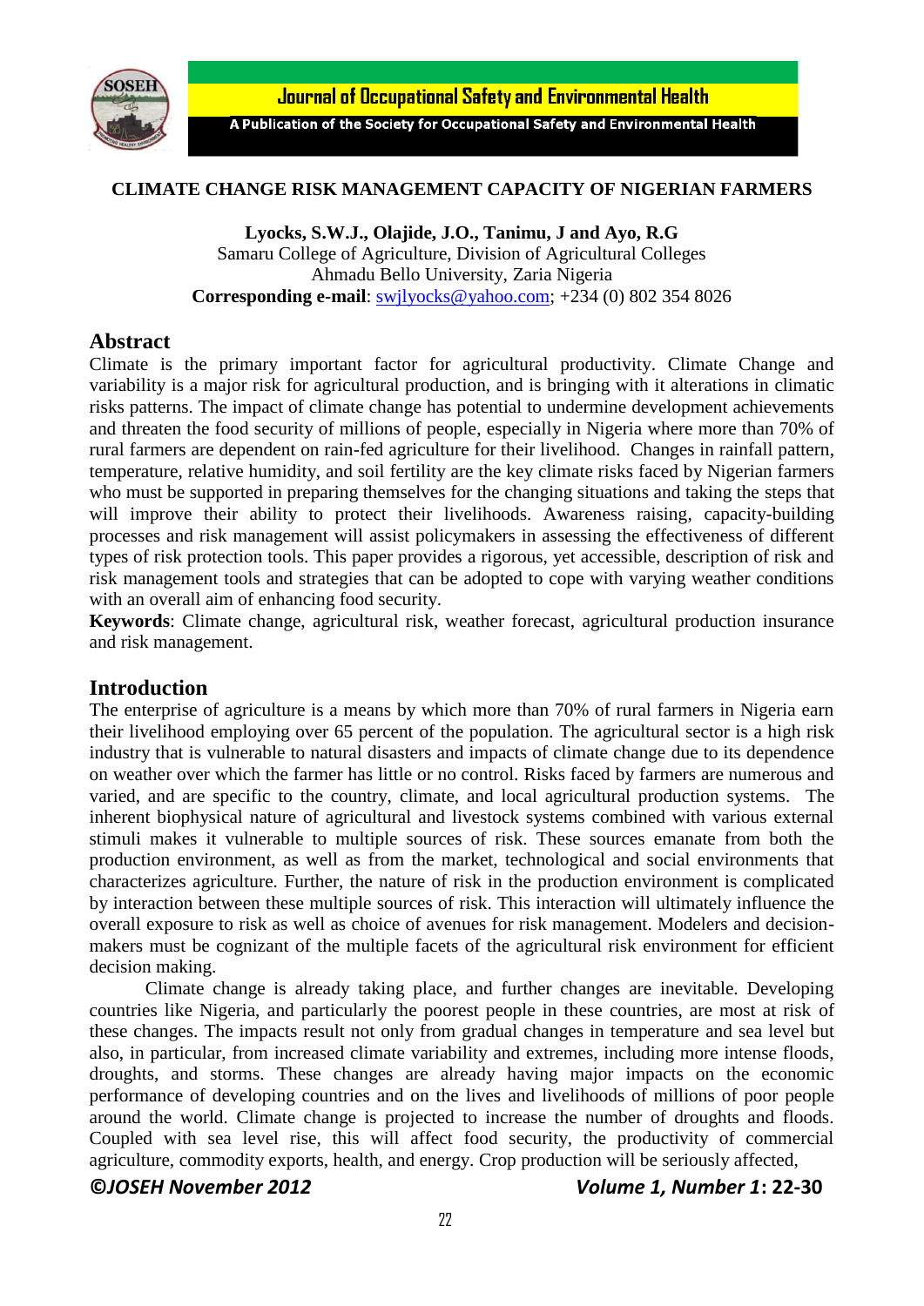# CLIMATE CHANGE RISK MANAGEMENT CAPACITY OF NIGERIAN FARMERS

**Lyocks, S.W.J., Olajide, J.O., Tanimu, J and Ayo, R.G**
Samaru College of Agriculture, Division of Agricultural Colleges
Ahmadu Bello University, Zaria Nigeria
**Corresponding e-mail**: swjlyocks@yahoo.com; +234 (0) 802 354 8026

## Abstract

Climate is the primary important factor for agricultural productivity. Climate Change and variability is a major risk for agricultural production, and is bringing with it alterations in climatic risks patterns. The impact of climate change has potential to undermine development achievements and threaten the food security of millions of people, especially in Nigeria where more than 70% of rural farmers are dependent on rain-fed agriculture for their livelihood. Changes in rainfall pattern, temperature, relative humidity, and soil fertility are the key climate risks faced by Nigerian farmers who must be supported in preparing themselves for the changing situations and taking the steps that will improve their ability to protect their livelihoods. Awareness raising, capacity-building processes and risk management will assist policymakers in assessing the effectiveness of different types of risk protection tools. This paper provides a rigorous, yet accessible, description of risk and risk management tools and strategies that can be adopted to cope with varying weather conditions with an overall aim of enhancing food security.

**Keywords**: Climate change, agricultural risk, weather forecast, agricultural production insurance and risk management.

## Introduction

The enterprise of agriculture is a means by which more than 70% of rural farmers in Nigeria earn their livelihood employing over 65 percent of the population. The agricultural sector is a high risk industry that is vulnerable to natural disasters and impacts of climate change due to its dependence on weather over which the farmer has little or no control. Risks faced by farmers are numerous and varied, and are specific to the country, climate, and local agricultural production systems. The inherent biophysical nature of agricultural and livestock systems combined with various external stimuli makes it vulnerable to multiple sources of risk. These sources emanate from both the production environment, as well as from the market, technological and social environments that characterizes agriculture. Further, the nature of risk in the production environment is complicated by interaction between these multiple sources of risk. This interaction will ultimately influence the overall exposure to risk as well as choice of avenues for risk management. Modelers and decision-makers must be cognizant of the multiple facets of the agricultural risk environment for efficient decision making.

Climate change is already taking place, and further changes are inevitable. Developing countries like Nigeria, and particularly the poorest people in these countries, are most at risk of these changes. The impacts result not only from gradual changes in temperature and sea level but also, in particular, from increased climate variability and extremes, including more intense floods, droughts, and storms. These changes are already having major impacts on the economic performance of developing countries and on the lives and livelihoods of millions of poor people around the world. Climate change is projected to increase the number of droughts and floods. Coupled with sea level rise, this will affect food security, the productivity of commercial agriculture, commodity exports, health, and energy. Crop production will be seriously affected,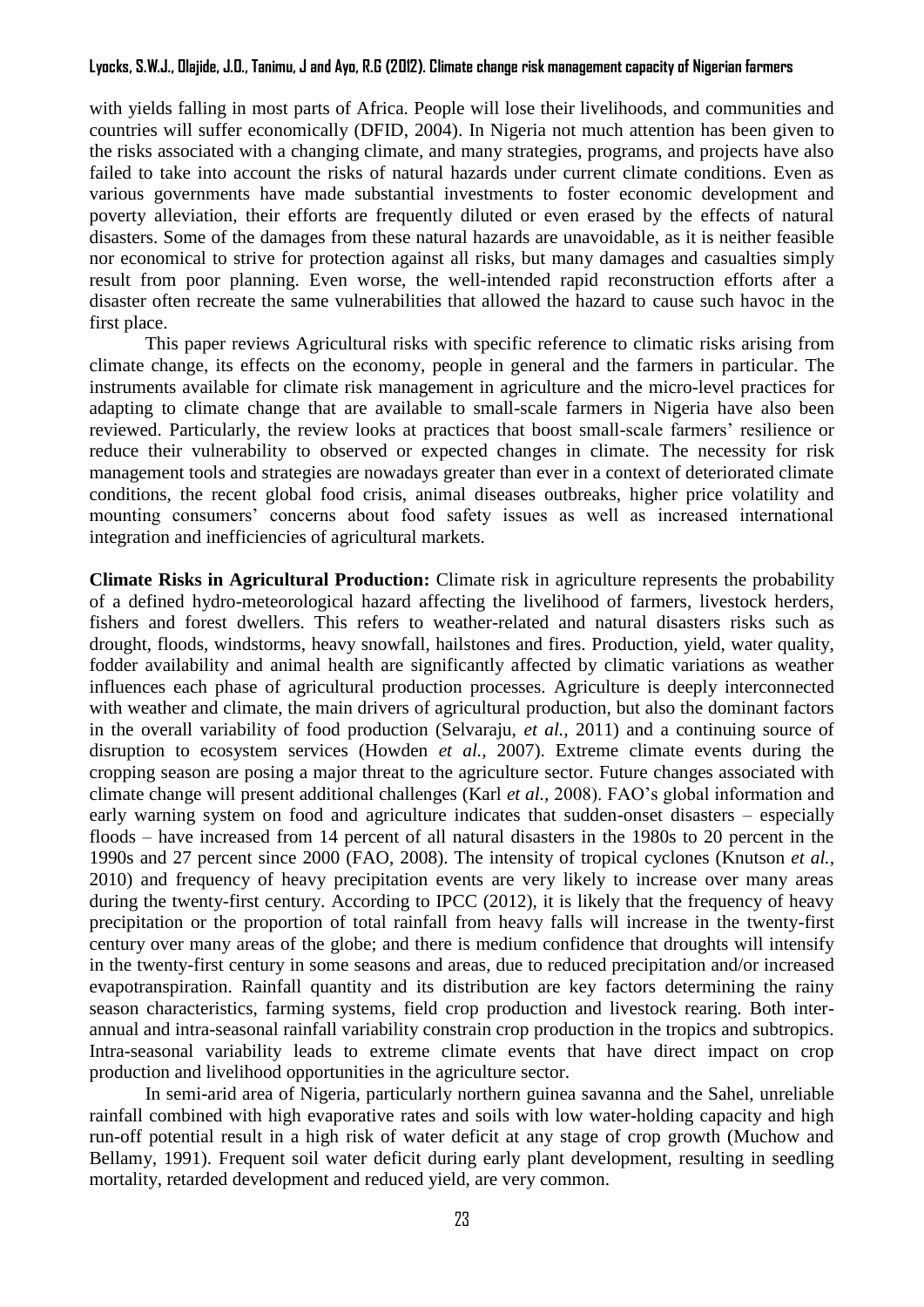with yields falling in most parts of Africa. People will lose their livelihoods, and communities and countries will suffer economically (DFID, 2004). In Nigeria not much attention has been given to the risks associated with a changing climate, and many strategies, programs, and projects have also failed to take into account the risks of natural hazards under current climate conditions. Even as various governments have made substantial investments to foster economic development and poverty alleviation, their efforts are frequently diluted or even erased by the effects of natural disasters. Some of the damages from these natural hazards are unavoidable, as it is neither feasible nor economical to strive for protection against all risks, but many damages and casualties simply result from poor planning. Even worse, the well-intended rapid reconstruction efforts after a disaster often recreate the same vulnerabilities that allowed the hazard to cause such havoc in the first place.

This paper reviews Agricultural risks with specific reference to climatic risks arising from climate change, its effects on the economy, people in general and the farmers in particular. The instruments available for climate risk management in agriculture and the micro-level practices for adapting to climate change that are available to small-scale farmers in Nigeria have also been reviewed. Particularly, the review looks at practices that boost small-scale farmers' resilience or reduce their vulnerability to observed or expected changes in climate. The necessity for risk management tools and strategies are nowadays greater than ever in a context of deteriorated climate conditions, the recent global food crisis, animal diseases outbreaks, higher price volatility and mounting consumers' concerns about food safety issues as well as increased international integration and inefficiencies of agricultural markets.

**Climate Risks in Agricultural Production:** Climate risk in agriculture represents the probability of a defined hydro-meteorological hazard affecting the livelihood of farmers, livestock herders, fishers and forest dwellers. This refers to weather-related and natural disasters risks such as drought, floods, windstorms, heavy snowfall, hailstones and fires. Production, yield, water quality, fodder availability and animal health are significantly affected by climatic variations as weather influences each phase of agricultural production processes. Agriculture is deeply interconnected with weather and climate, the main drivers of agricultural production, but also the dominant factors in the overall variability of food production (Selvaraju, *et al.,* 2011) and a continuing source of disruption to ecosystem services (Howden *et al.,* 2007). Extreme climate events during the cropping season are posing a major threat to the agriculture sector. Future changes associated with climate change will present additional challenges (Karl *et al.,* 2008). FAO's global information and early warning system on food and agriculture indicates that sudden-onset disasters – especially floods – have increased from 14 percent of all natural disasters in the 1980s to 20 percent in the 1990s and 27 percent since 2000 (FAO, 2008). The intensity of tropical cyclones (Knutson *et al.,* 2010) and frequency of heavy precipitation events are very likely to increase over many areas during the twenty-first century. According to IPCC (2012), it is likely that the frequency of heavy precipitation or the proportion of total rainfall from heavy falls will increase in the twenty-first century over many areas of the globe; and there is medium confidence that droughts will intensify in the twenty-first century in some seasons and areas, due to reduced precipitation and/or increased evapotranspiration. Rainfall quantity and its distribution are key factors determining the rainy season characteristics, farming systems, field crop production and livestock rearing. Both inter-annual and intra-seasonal rainfall variability constrain crop production in the tropics and subtropics. Intra-seasonal variability leads to extreme climate events that have direct impact on crop production and livelihood opportunities in the agriculture sector.

In semi-arid area of Nigeria, particularly northern guinea savanna and the Sahel, unreliable rainfall combined with high evaporative rates and soils with low water-holding capacity and high run-off potential result in a high risk of water deficit at any stage of crop growth (Muchow and Bellamy, 1991). Frequent soil water deficit during early plant development, resulting in seedling mortality, retarded development and reduced yield, are very common.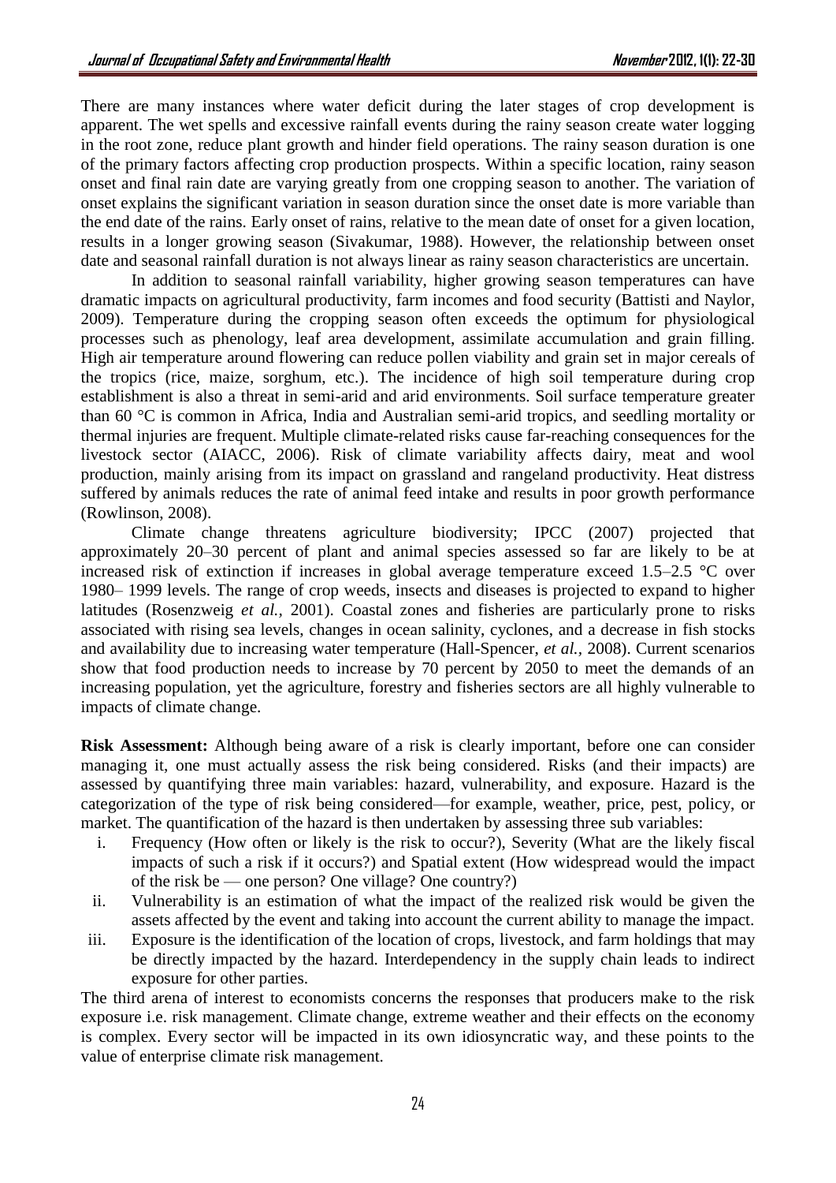There are many instances where water deficit during the later stages of crop development is apparent. The wet spells and excessive rainfall events during the rainy season create water logging in the root zone, reduce plant growth and hinder field operations. The rainy season duration is one of the primary factors affecting crop production prospects. Within a specific location, rainy season onset and final rain date are varying greatly from one cropping season to another. The variation of onset explains the significant variation in season duration since the onset date is more variable than the end date of the rains. Early onset of rains, relative to the mean date of onset for a given location, results in a longer growing season (Sivakumar, 1988). However, the relationship between onset date and seasonal rainfall duration is not always linear as rainy season characteristics are uncertain.

In addition to seasonal rainfall variability, higher growing season temperatures can have dramatic impacts on agricultural productivity, farm incomes and food security (Battisti and Naylor, 2009). Temperature during the cropping season often exceeds the optimum for physiological processes such as phenology, leaf area development, assimilate accumulation and grain filling. High air temperature around flowering can reduce pollen viability and grain set in major cereals of the tropics (rice, maize, sorghum, etc.). The incidence of high soil temperature during crop establishment is also a threat in semi-arid and arid environments. Soil surface temperature greater than 60 °C is common in Africa, India and Australian semi-arid tropics, and seedling mortality or thermal injuries are frequent. Multiple climate-related risks cause far-reaching consequences for the livestock sector (AIACC, 2006). Risk of climate variability affects dairy, meat and wool production, mainly arising from its impact on grassland and rangeland productivity. Heat distress suffered by animals reduces the rate of animal feed intake and results in poor growth performance (Rowlinson, 2008).

Climate change threatens agriculture biodiversity; IPCC (2007) projected that approximately 20–30 percent of plant and animal species assessed so far are likely to be at increased risk of extinction if increases in global average temperature exceed 1.5–2.5 °C over 1980– 1999 levels. The range of crop weeds, insects and diseases is projected to expand to higher latitudes (Rosenzweig *et al.,* 2001). Coastal zones and fisheries are particularly prone to risks associated with rising sea levels, changes in ocean salinity, cyclones, and a decrease in fish stocks and availability due to increasing water temperature (Hall-Spencer, *et al.,* 2008). Current scenarios show that food production needs to increase by 70 percent by 2050 to meet the demands of an increasing population, yet the agriculture, forestry and fisheries sectors are all highly vulnerable to impacts of climate change.

**Risk Assessment:** Although being aware of a risk is clearly important, before one can consider managing it, one must actually assess the risk being considered. Risks (and their impacts) are assessed by quantifying three main variables: hazard, vulnerability, and exposure. Hazard is the categorization of the type of risk being considered—for example, weather, price, pest, policy, or market. The quantification of the hazard is then undertaken by assessing three sub variables:

i. Frequency (How often or likely is the risk to occur?), Severity (What are the likely fiscal impacts of such a risk if it occurs?) and Spatial extent (How widespread would the impact of the risk be — one person? One village? One country?)
ii. Vulnerability is an estimation of what the impact of the realized risk would be given the assets affected by the event and taking into account the current ability to manage the impact.
iii. Exposure is the identification of the location of crops, livestock, and farm holdings that may be directly impacted by the hazard. Interdependency in the supply chain leads to indirect exposure for other parties.

The third arena of interest to economists concerns the responses that producers make to the risk exposure i.e. risk management. Climate change, extreme weather and their effects on the economy is complex. Every sector will be impacted in its own idiosyncratic way, and these points to the value of enterprise climate risk management.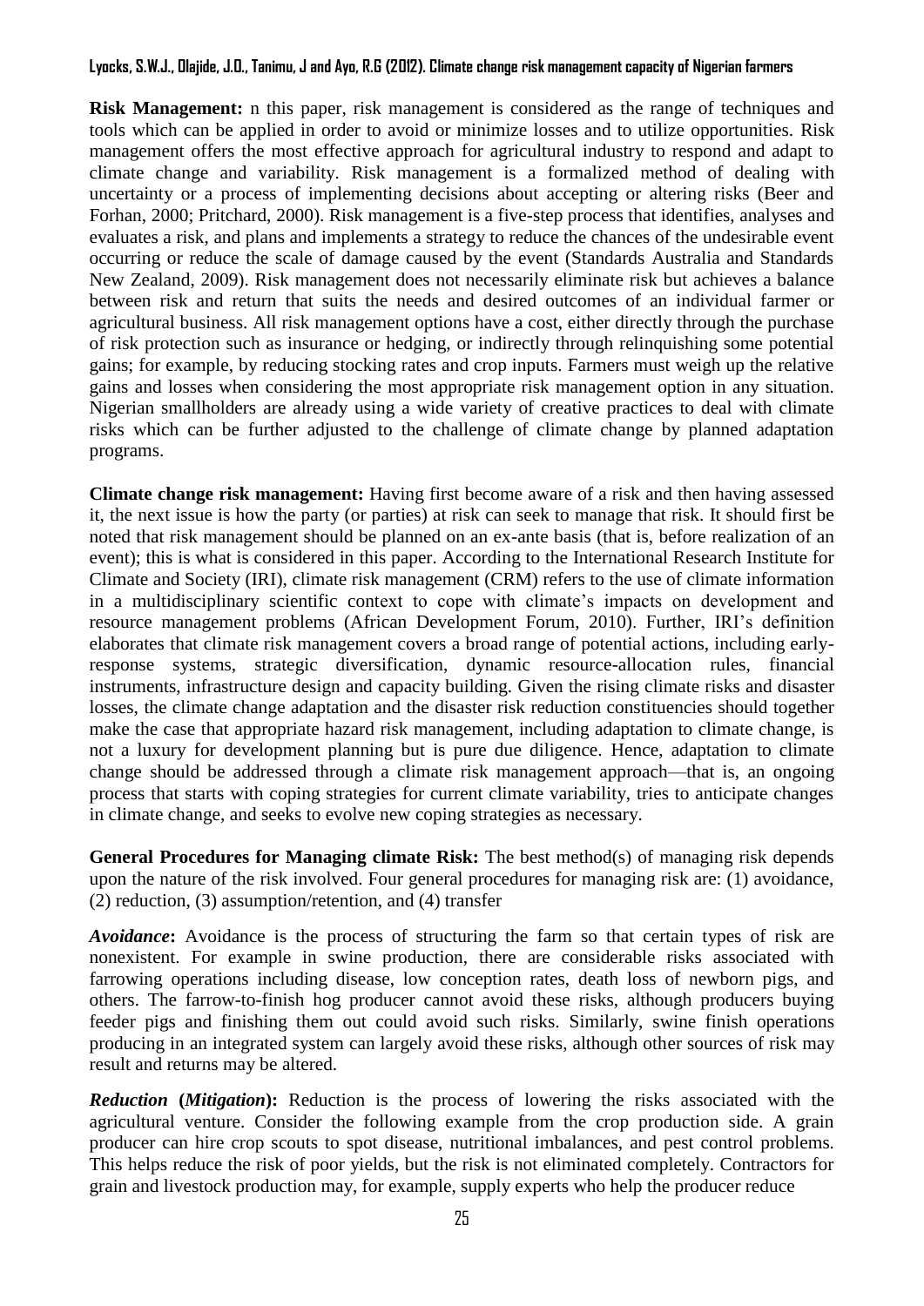**Risk Management:** n this paper, risk management is considered as the range of techniques and tools which can be applied in order to avoid or minimize losses and to utilize opportunities. Risk management offers the most effective approach for agricultural industry to respond and adapt to climate change and variability. Risk management is a formalized method of dealing with uncertainty or a process of implementing decisions about accepting or altering risks (Beer and Forhan, 2000; Pritchard, 2000). Risk management is a five-step process that identifies, analyses and evaluates a risk, and plans and implements a strategy to reduce the chances of the undesirable event occurring or reduce the scale of damage caused by the event (Standards Australia and Standards New Zealand, 2009). Risk management does not necessarily eliminate risk but achieves a balance between risk and return that suits the needs and desired outcomes of an individual farmer or agricultural business. All risk management options have a cost, either directly through the purchase of risk protection such as insurance or hedging, or indirectly through relinquishing some potential gains; for example, by reducing stocking rates and crop inputs. Farmers must weigh up the relative gains and losses when considering the most appropriate risk management option in any situation. Nigerian smallholders are already using a wide variety of creative practices to deal with climate risks which can be further adjusted to the challenge of climate change by planned adaptation programs.

**Climate change risk management:** Having first become aware of a risk and then having assessed it, the next issue is how the party (or parties) at risk can seek to manage that risk. It should first be noted that risk management should be planned on an ex-ante basis (that is, before realization of an event); this is what is considered in this paper. According to the International Research Institute for Climate and Society (IRI), climate risk management (CRM) refers to the use of climate information in a multidisciplinary scientific context to cope with climate's impacts on development and resource management problems (African Development Forum, 2010). Further, IRI's definition elaborates that climate risk management covers a broad range of potential actions, including early-response systems, strategic diversification, dynamic resource-allocation rules, financial instruments, infrastructure design and capacity building. Given the rising climate risks and disaster losses, the climate change adaptation and the disaster risk reduction constituencies should together make the case that appropriate hazard risk management, including adaptation to climate change, is not a luxury for development planning but is pure due diligence. Hence, adaptation to climate change should be addressed through a climate risk management approach—that is, an ongoing process that starts with coping strategies for current climate variability, tries to anticipate changes in climate change, and seeks to evolve new coping strategies as necessary.

**General Procedures for Managing climate Risk:** The best method(s) of managing risk depends upon the nature of the risk involved. Four general procedures for managing risk are: (1) avoidance, (2) reduction, (3) assumption/retention, and (4) transfer

***Avoidance*:** Avoidance is the process of structuring the farm so that certain types of risk are nonexistent. For example in swine production, there are considerable risks associated with farrowing operations including disease, low conception rates, death loss of newborn pigs, and others. The farrow-to-finish hog producer cannot avoid these risks, although producers buying feeder pigs and finishing them out could avoid such risks. Similarly, swine finish operations producing in an integrated system can largely avoid these risks, although other sources of risk may result and returns may be altered.

***Reduction* (*Mitigation*):** Reduction is the process of lowering the risks associated with the agricultural venture. Consider the following example from the crop production side. A grain producer can hire crop scouts to spot disease, nutritional imbalances, and pest control problems. This helps reduce the risk of poor yields, but the risk is not eliminated completely. Contractors for grain and livestock production may, for example, supply experts who help the producer reduce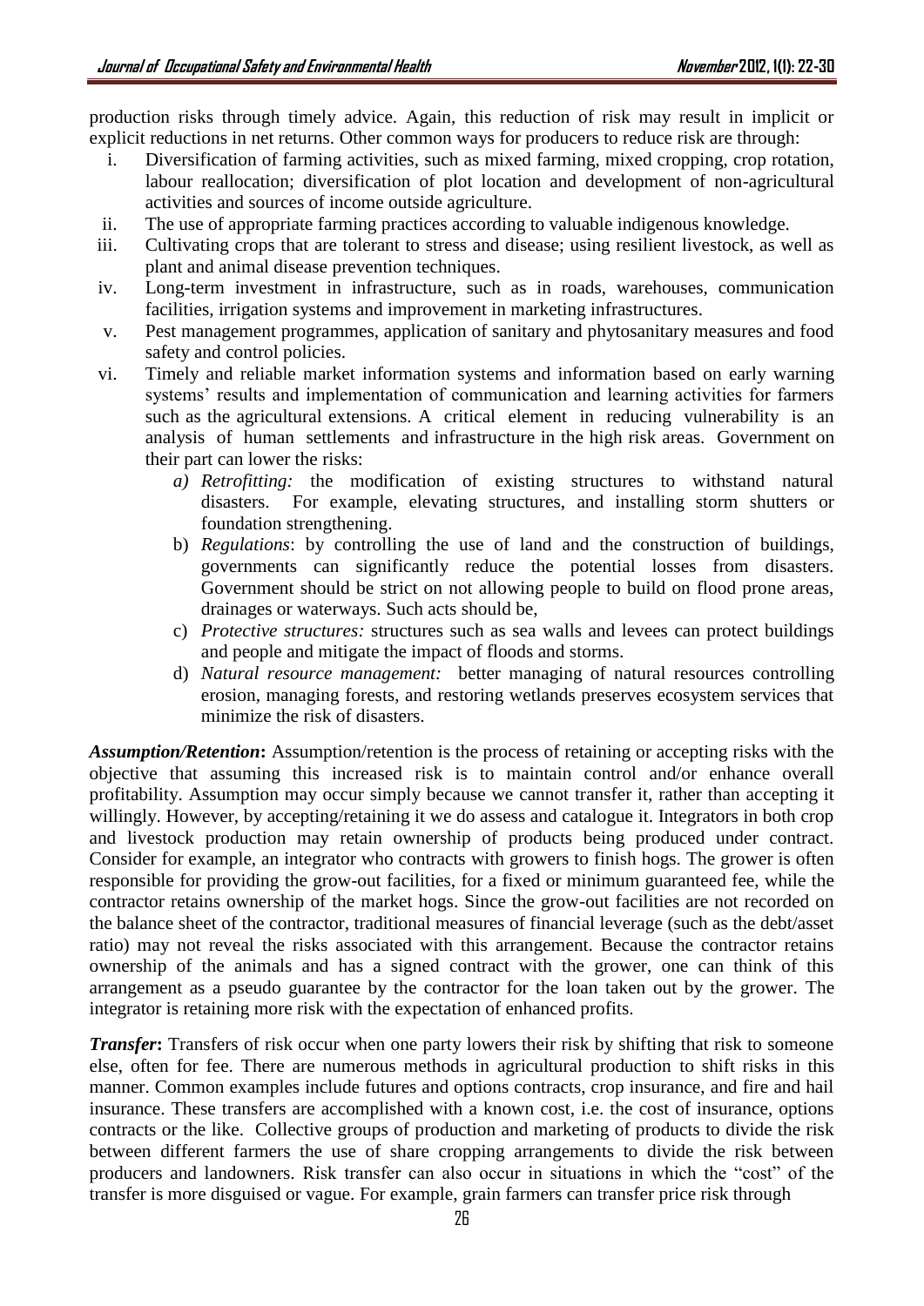production risks through timely advice. Again, this reduction of risk may result in implicit or explicit reductions in net returns. Other common ways for producers to reduce risk are through:

i. Diversification of farming activities, such as mixed farming, mixed cropping, crop rotation, labour reallocation; diversification of plot location and development of non-agricultural activities and sources of income outside agriculture.
ii. The use of appropriate farming practices according to valuable indigenous knowledge.
iii. Cultivating crops that are tolerant to stress and disease; using resilient livestock, as well as plant and animal disease prevention techniques.
iv. Long-term investment in infrastructure, such as in roads, warehouses, communication facilities, irrigation systems and improvement in marketing infrastructures.
v. Pest management programmes, application of sanitary and phytosanitary measures and food safety and control policies.
vi. Timely and reliable market information systems and information based on early warning systems' results and implementation of communication and learning activities for farmers such as the agricultural extensions. A critical element in reducing vulnerability is an analysis of human settlements and infrastructure in the high risk areas. Government on their part can lower the risks:
    a) *Retrofitting:* the modification of existing structures to withstand natural disasters. For example, elevating structures, and installing storm shutters or foundation strengthening.
    b) *Regulations*: by controlling the use of land and the construction of buildings, governments can significantly reduce the potential losses from disasters. Government should be strict on not allowing people to build on flood prone areas, drainages or waterways. Such acts should be,
    c) *Protective structures:* structures such as sea walls and levees can protect buildings and people and mitigate the impact of floods and storms.
    d) *Natural resource management:* better managing of natural resources controlling erosion, managing forests, and restoring wetlands preserves ecosystem services that minimize the risk of disasters.

***Assumption/Retention*:** Assumption/retention is the process of retaining or accepting risks with the objective that assuming this increased risk is to maintain control and/or enhance overall profitability. Assumption may occur simply because we cannot transfer it, rather than accepting it willingly. However, by accepting/retaining it we do assess and catalogue it. Integrators in both crop and livestock production may retain ownership of products being produced under contract. Consider for example, an integrator who contracts with growers to finish hogs. The grower is often responsible for providing the grow-out facilities, for a fixed or minimum guaranteed fee, while the contractor retains ownership of the market hogs. Since the grow-out facilities are not recorded on the balance sheet of the contractor, traditional measures of financial leverage (such as the debt/asset ratio) may not reveal the risks associated with this arrangement. Because the contractor retains ownership of the animals and has a signed contract with the grower, one can think of this arrangement as a pseudo guarantee by the contractor for the loan taken out by the grower. The integrator is retaining more risk with the expectation of enhanced profits.

***Transfer*:** Transfers of risk occur when one party lowers their risk by shifting that risk to someone else, often for fee. There are numerous methods in agricultural production to shift risks in this manner. Common examples include futures and options contracts, crop insurance, and fire and hail insurance. These transfers are accomplished with a known cost, i.e. the cost of insurance, options contracts or the like. Collective groups of production and marketing of products to divide the risk between different farmers the use of share cropping arrangements to divide the risk between producers and landowners. Risk transfer can also occur in situations in which the "cost" of the transfer is more disguised or vague. For example, grain farmers can transfer price risk through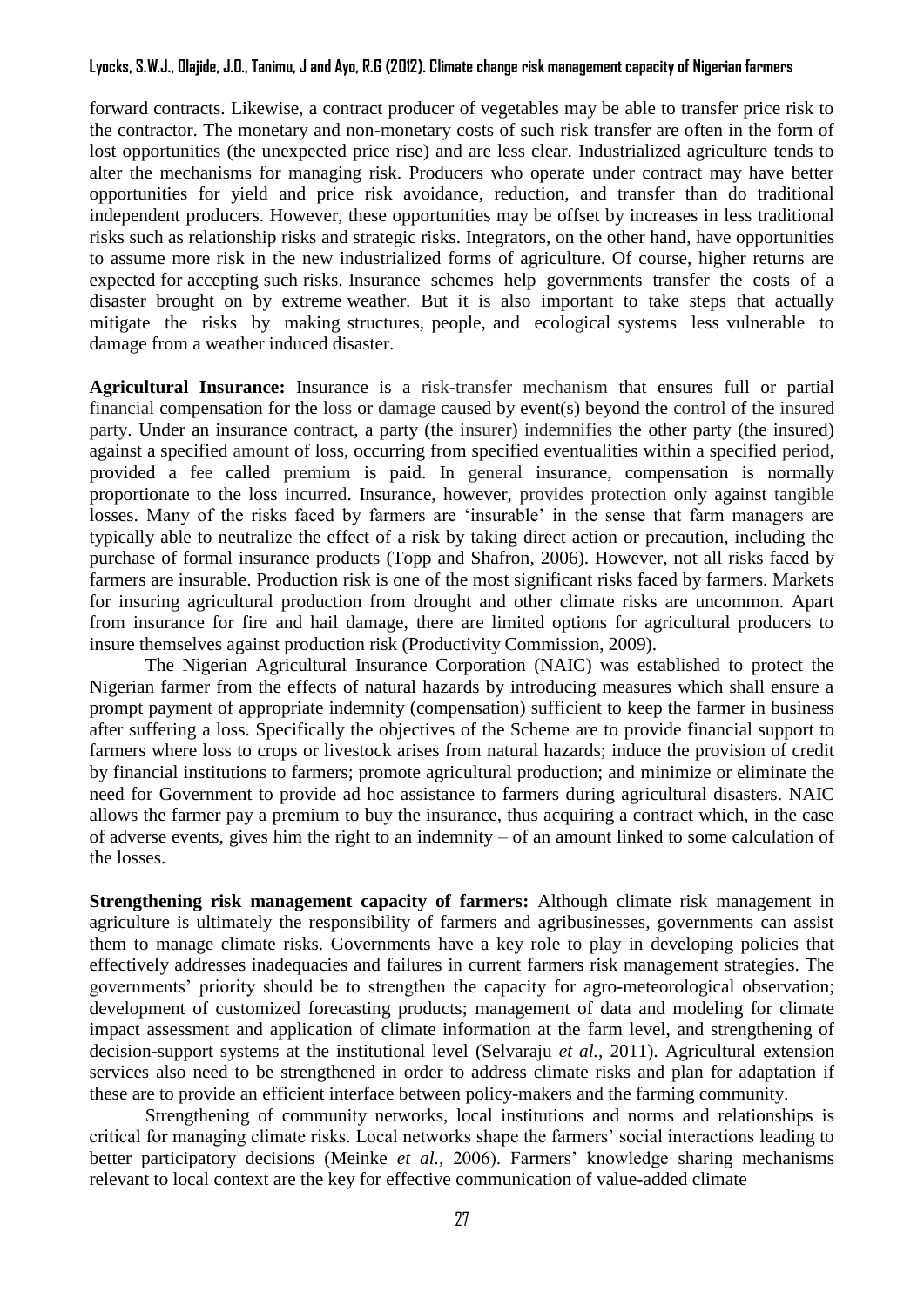forward contracts. Likewise, a contract producer of vegetables may be able to transfer price risk to the contractor. The monetary and non-monetary costs of such risk transfer are often in the form of lost opportunities (the unexpected price rise) and are less clear. Industrialized agriculture tends to alter the mechanisms for managing risk. Producers who operate under contract may have better opportunities for yield and price risk avoidance, reduction, and transfer than do traditional independent producers. However, these opportunities may be offset by increases in less traditional risks such as relationship risks and strategic risks. Integrators, on the other hand, have opportunities to assume more risk in the new industrialized forms of agriculture. Of course, higher returns are expected for accepting such risks. Insurance schemes help governments transfer the costs of a disaster brought on by extreme weather. But it is also important to take steps that actually mitigate the risks by making structures, people, and ecological systems less vulnerable to damage from a weather induced disaster.

**Agricultural Insurance:** Insurance is a risk-transfer mechanism that ensures full or partial financial compensation for the loss or damage caused by event(s) beyond the control of the insured party. Under an insurance contract, a party (the insurer) indemnifies the other party (the insured) against a specified amount of loss, occurring from specified eventualities within a specified period, provided a fee called premium is paid. In general insurance, compensation is normally proportionate to the loss incurred. Insurance, however, provides protection only against tangible losses. Many of the risks faced by farmers are 'insurable' in the sense that farm managers are typically able to neutralize the effect of a risk by taking direct action or precaution, including the purchase of formal insurance products (Topp and Shafron, 2006). However, not all risks faced by farmers are insurable. Production risk is one of the most significant risks faced by farmers. Markets for insuring agricultural production from drought and other climate risks are uncommon. Apart from insurance for fire and hail damage, there are limited options for agricultural producers to insure themselves against production risk (Productivity Commission, 2009).

The Nigerian Agricultural Insurance Corporation (NAIC) was established to protect the Nigerian farmer from the effects of natural hazards by introducing measures which shall ensure a prompt payment of appropriate indemnity (compensation) sufficient to keep the farmer in business after suffering a loss. Specifically the objectives of the Scheme are to provide financial support to farmers where loss to crops or livestock arises from natural hazards; induce the provision of credit by financial institutions to farmers; promote agricultural production; and minimize or eliminate the need for Government to provide ad hoc assistance to farmers during agricultural disasters. NAIC allows the farmer pay a premium to buy the insurance, thus acquiring a contract which, in the case of adverse events, gives him the right to an indemnity – of an amount linked to some calculation of the losses.

**Strengthening risk management capacity of farmers:** Although climate risk management in agriculture is ultimately the responsibility of farmers and agribusinesses, governments can assist them to manage climate risks. Governments have a key role to play in developing policies that effectively addresses inadequacies and failures in current farmers risk management strategies. The governments' priority should be to strengthen the capacity for agro-meteorological observation; development of customized forecasting products; management of data and modeling for climate impact assessment and application of climate information at the farm level, and strengthening of decision-support systems at the institutional level (Selvaraju *et al.,* 2011). Agricultural extension services also need to be strengthened in order to address climate risks and plan for adaptation if these are to provide an efficient interface between policy-makers and the farming community.

Strengthening of community networks, local institutions and norms and relationships is critical for managing climate risks. Local networks shape the farmers' social interactions leading to better participatory decisions (Meinke *et al.,* 2006). Farmers' knowledge sharing mechanisms relevant to local context are the key for effective communication of value-added climate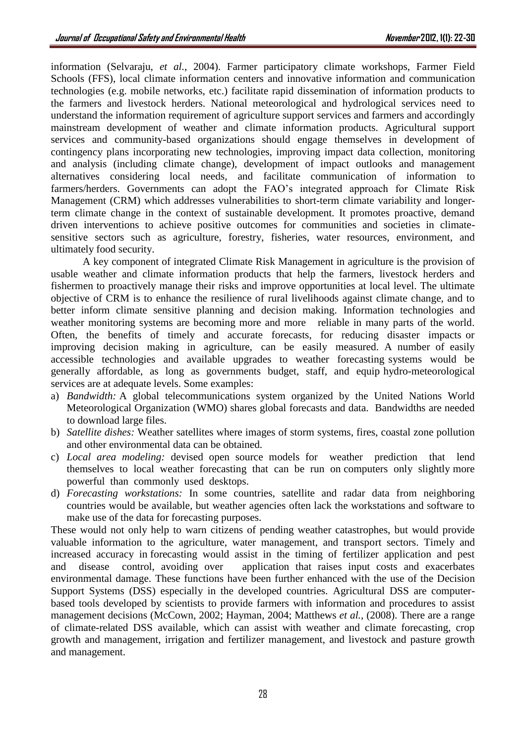information (Selvaraju, *et al.,* 2004). Farmer participatory climate workshops, Farmer Field Schools (FFS), local climate information centers and innovative information and communication technologies (e.g. mobile networks, etc.) facilitate rapid dissemination of information products to the farmers and livestock herders. National meteorological and hydrological services need to understand the information requirement of agriculture support services and farmers and accordingly mainstream development of weather and climate information products. Agricultural support services and community-based organizations should engage themselves in development of contingency plans incorporating new technologies, improving impact data collection, monitoring and analysis (including climate change), development of impact outlooks and management alternatives considering local needs, and facilitate communication of information to farmers/herders. Governments can adopt the FAO's integrated approach for Climate Risk Management (CRM) which addresses vulnerabilities to short-term climate variability and longer-term climate change in the context of sustainable development. It promotes proactive, demand driven interventions to achieve positive outcomes for communities and societies in climate-sensitive sectors such as agriculture, forestry, fisheries, water resources, environment, and ultimately food security.

A key component of integrated Climate Risk Management in agriculture is the provision of usable weather and climate information products that help the farmers, livestock herders and fishermen to proactively manage their risks and improve opportunities at local level. The ultimate objective of CRM is to enhance the resilience of rural livelihoods against climate change, and to better inform climate sensitive planning and decision making. Information technologies and weather monitoring systems are becoming more and more reliable in many parts of the world. Often, the benefits of timely and accurate forecasts, for reducing disaster impacts or improving decision making in agriculture, can be easily measured. A number of easily accessible technologies and available upgrades to weather forecasting systems would be generally affordable, as long as governments budget, staff, and equip hydro-meteorological services are at adequate levels. Some examples:

a) *Bandwidth:* A global telecommunications system organized by the United Nations World Meteorological Organization (WMO) shares global forecasts and data. Bandwidths are needed to download large files.
b) *Satellite dishes:* Weather satellites where images of storm systems, fires, coastal zone pollution and other environmental data can be obtained.
c) *Local area modeling:* devised open source models for weather prediction that lend themselves to local weather forecasting that can be run on computers only slightly more powerful than commonly used desktops.
d) *Forecasting workstations:* In some countries, satellite and radar data from neighboring countries would be available, but weather agencies often lack the workstations and software to make use of the data for forecasting purposes.

These would not only help to warn citizens of pending weather catastrophes, but would provide valuable information to the agriculture, water management, and transport sectors. Timely and increased accuracy in forecasting would assist in the timing of fertilizer application and pest and disease control, avoiding over application that raises input costs and exacerbates environmental damage. These functions have been further enhanced with the use of the Decision Support Systems (DSS) especially in the developed countries. Agricultural DSS are computer-based tools developed by scientists to provide farmers with information and procedures to assist management decisions (McCown, 2002; Hayman, 2004; Matthews *et al.,* (2008). There are a range of climate-related DSS available, which can assist with weather and climate forecasting, crop growth and management, irrigation and fertilizer management, and livestock and pasture growth and management.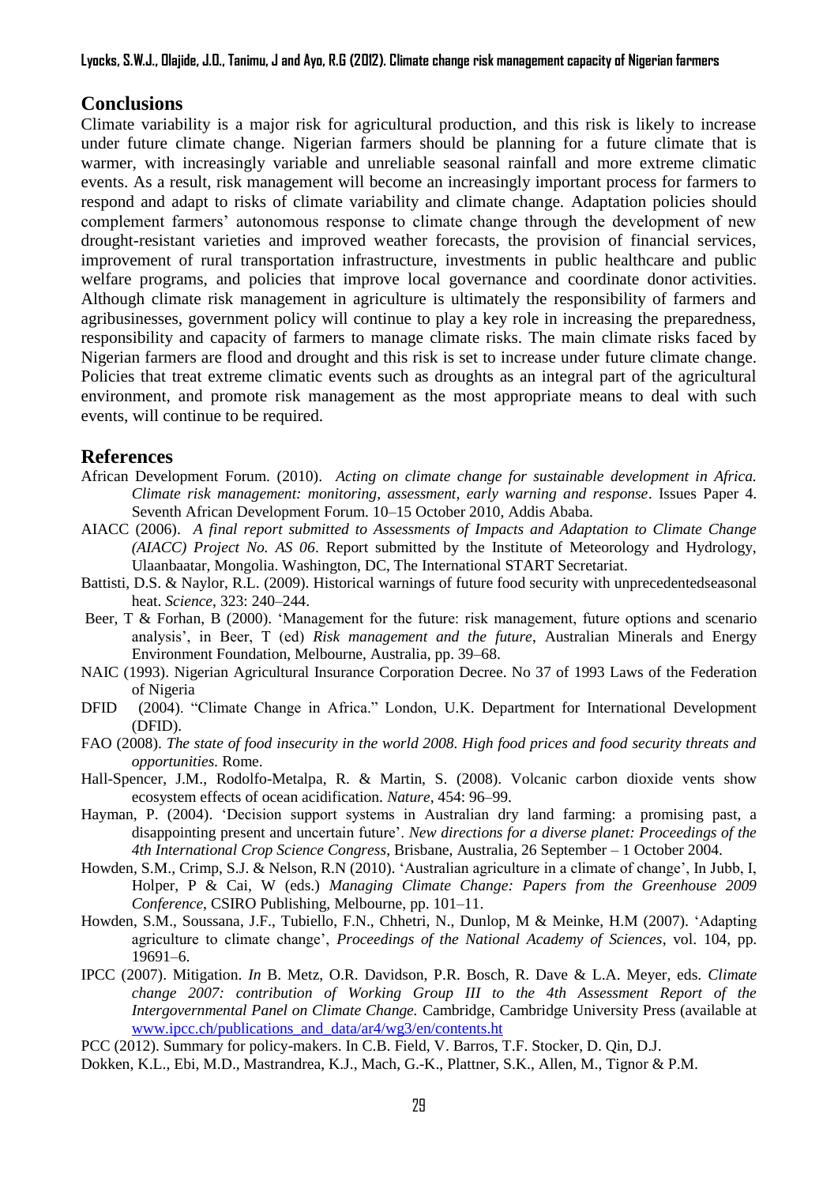## Conclusions

Climate variability is a major risk for agricultural production, and this risk is likely to increase under future climate change. Nigerian farmers should be planning for a future climate that is warmer, with increasingly variable and unreliable seasonal rainfall and more extreme climatic events. As a result, risk management will become an increasingly important process for farmers to respond and adapt to risks of climate variability and climate change. Adaptation policies should complement farmers' autonomous response to climate change through the development of new drought-resistant varieties and improved weather forecasts, the provision of financial services, improvement of rural transportation infrastructure, investments in public healthcare and public welfare programs, and policies that improve local governance and coordinate donor activities. Although climate risk management in agriculture is ultimately the responsibility of farmers and agribusinesses, government policy will continue to play a key role in increasing the preparedness, responsibility and capacity of farmers to manage climate risks. The main climate risks faced by Nigerian farmers are flood and drought and this risk is set to increase under future climate change. Policies that treat extreme climatic events such as droughts as an integral part of the agricultural environment, and promote risk management as the most appropriate means to deal with such events, will continue to be required.

## References

African Development Forum. (2010). *Acting on climate change for sustainable development in Africa. Climate risk management: monitoring, assessment, early warning and response*. Issues Paper 4. Seventh African Development Forum. 10–15 October 2010, Addis Ababa.

AIACC (2006). *A final report submitted to Assessments of Impacts and Adaptation to Climate Change (AIACC) Project No. AS 06*. Report submitted by the Institute of Meteorology and Hydrology, Ulaanbaatar, Mongolia. Washington, DC, The International START Secretariat.

Battisti, D.S. & Naylor, R.L. (2009). Historical warnings of future food security with unprecedentedseasonal heat. *Science*, 323: 240–244.

Beer, T & Forhan, B (2000). 'Management for the future: risk management, future options and scenario analysis', in Beer, T (ed) *Risk management and the future*, Australian Minerals and Energy Environment Foundation, Melbourne, Australia, pp. 39–68.

NAIC (1993). Nigerian Agricultural Insurance Corporation Decree. No 37 of 1993 Laws of the Federation of Nigeria

DFID (2004). "Climate Change in Africa." London, U.K. Department for International Development (DFID).

FAO (2008). *The state of food insecurity in the world 2008. High food prices and food security threats and opportunities*. Rome.

Hall-Spencer, J.M., Rodolfo-Metalpa, R. & Martin, S. (2008). Volcanic carbon dioxide vents show ecosystem effects of ocean acidification. *Nature*, 454: 96–99.

Hayman, P. (2004). 'Decision support systems in Australian dry land farming: a promising past, a disappointing present and uncertain future'. *New directions for a diverse planet: Proceedings of the 4th International Crop Science Congress*, Brisbane, Australia, 26 September – 1 October 2004.

Howden, S.M., Crimp, S.J. & Nelson, R.N (2010). 'Australian agriculture in a climate of change', In Jubb, I, Holper, P & Cai, W (eds.) *Managing Climate Change: Papers from the Greenhouse 2009 Conference*, CSIRO Publishing, Melbourne, pp. 101–11.

Howden, S.M., Soussana, J.F., Tubiello, F.N., Chhetri, N., Dunlop, M & Meinke, H.M (2007). 'Adapting agriculture to climate change', *Proceedings of the National Academy of Sciences*, vol. 104, pp. 19691–6.

IPCC (2007). Mitigation. *In* B. Metz, O.R. Davidson, P.R. Bosch, R. Dave & L.A. Meyer, eds. *Climate change 2007: contribution of Working Group III to the 4th Assessment Report of the Intergovernmental Panel on Climate Change.* Cambridge, Cambridge University Press (available at www.ipcc.ch/publications_and_data/ar4/wg3/en/contents.ht

PCC (2012). Summary for policy-makers. In C.B. Field, V. Barros, T.F. Stocker, D. Qin, D.J.

Dokken, K.L., Ebi, M.D., Mastrandrea, K.J., Mach, G.-K., Plattner, S.K., Allen, M., Tignor & P.M.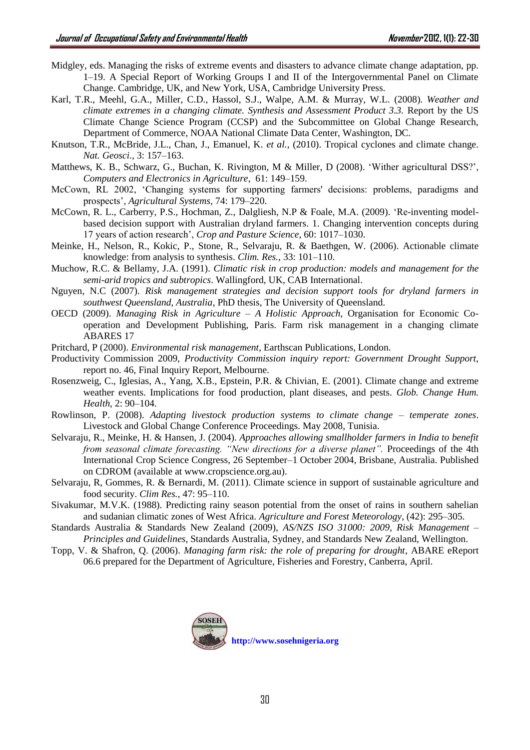Midgley, eds. Managing the risks of extreme events and disasters to advance climate change adaptation, pp. 1–19. A Special Report of Working Groups I and II of the Intergovernmental Panel on Climate Change. Cambridge, UK, and New York, USA, Cambridge University Press.

Karl, T.R., Meehl, G.A., Miller, C.D., Hassol, S.J., Walpe, A.M. & Murray, W.L. (2008). *Weather and climate extremes in a changing climate. Synthesis and Assessment Product 3.3.* Report by the US Climate Change Science Program (CCSP) and the Subcommittee on Global Change Research, Department of Commerce, NOAA National Climate Data Center, Washington, DC.

Knutson, T.R., McBride, J.L., Chan, J., Emanuel, K. *et al.,* (2010). Tropical cyclones and climate change. *Nat. Geosci.,* 3: 157–163.

Matthews, K. B., Schwarz, G., Buchan, K. Rivington, M & Miller, D (2008). 'Wither agricultural DSS?', *Computers and Electronics in Agriculture*, 61: 149–159.

McCown, RL 2002, 'Changing systems for supporting farmers' decisions: problems, paradigms and prospects', *Agricultural Systems*, 74: 179–220.

McCown, R. L., Carberry, P.S., Hochman, Z., Dalgliesh, N.P & Foale, M.A. (2009). 'Re-inventing model-based decision support with Australian dryland farmers. 1. Changing intervention concepts during 17 years of action research', *Crop and Pasture Science*, 60: 1017–1030.

Meinke, H., Nelson, R., Kokic, P., Stone, R., Selvaraju, R. & Baethgen, W. (2006). Actionable climate knowledge: from analysis to synthesis. *Clim. Res.,* 33: 101–110.

Muchow, R.C. & Bellamy, J.A. (1991). *Climatic risk in crop production: models and management for the semi-arid tropics and subtropics*. Wallingford, UK, CAB International.

Nguyen, N.C (2007). *Risk management strategies and decision support tools for dryland farmers in southwest Queensland, Australia*, PhD thesis, The University of Queensland.

OECD (2009). *Managing Risk in Agriculture – A Holistic Approach*, Organisation for Economic Co-operation and Development Publishing, Paris. Farm risk management in a changing climate ABARES 17

Pritchard, P (2000). *Environmental risk management*, Earthscan Publications, London.

Productivity Commission 2009, *Productivity Commission inquiry report: Government Drought Support*, report no. 46, Final Inquiry Report, Melbourne.

Rosenzweig, C., Iglesias, A., Yang, X.B., Epstein, P.R. & Chivian, E. (2001). Climate change and extreme weather events. Implications for food production, plant diseases, and pests. *Glob. Change Hum. Health*, 2: 90–104.

Rowlinson, P. (2008). *Adapting livestock production systems to climate change – temperate zones*. Livestock and Global Change Conference Proceedings. May 2008, Tunisia.

Selvaraju, R., Meinke, H. & Hansen, J. (2004). *Approaches allowing smallholder farmers in India to benefit from seasonal climate forecasting. "New directions for a diverse planet".* Proceedings of the 4th International Crop Science Congress, 26 September–1 October 2004, Brisbane, Australia. Published on CDROM (available at www.cropscience.org.au).

Selvaraju, R, Gommes, R. & Bernardi, M. (2011). Climate science in support of sustainable agriculture and food security. *Clim Res.,* 47: 95–110.

Sivakumar, M.V.K. (1988). Predicting rainy season potential from the onset of rains in southern sahelian and sudanian climatic zones of West Africa. *Agriculture and Forest Meteorology*, (42): 295–305.

Standards Australia & Standards New Zealand (2009), *AS/NZS ISO 31000: 2009, Risk Management – Principles and Guidelines*, Standards Australia, Sydney, and Standards New Zealand, Wellington.

Topp, V. & Shafron, Q. (2006). *Managing farm risk: the role of preparing for drought*, ABARE eReport 06.6 prepared for the Department of Agriculture, Fisheries and Forestry, Canberra, April.

**http://www.sosehnigeria.org**